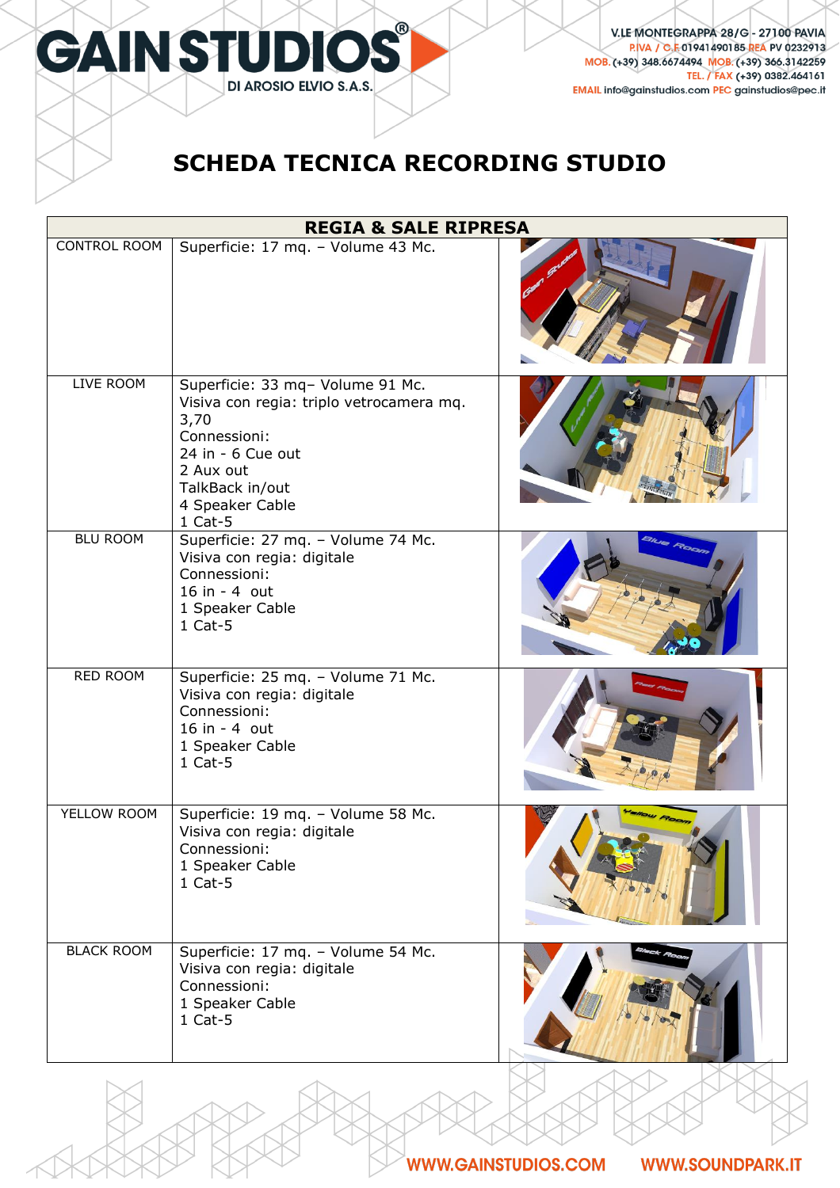# GAIN STUDIOS®

DI AROSIO ELVIO S.A.S.

V.LE MONTEGRAPPA 28/G - 27100 PAVIA
P.IVA / C.F. 01941490185 REA PV 0232913
MOB. (+39) 348.6674494 MOB. (+39) 366.3142259
TEL. / FAX (+39) 0382.464161
EMAIL info@gainstudios.com PEC gainstudios@pec.it

## SCHEDA TECNICA RECORDING STUDIO

| REGIA & SALE RIPRESA | | |
|---|---|---|
| CONTROL ROOM | Superficie: 17 mq. – Volume 43 Mc. | |
| LIVE ROOM | Superficie: 33 mq– Volume 91 Mc.<br>Visiva con regia: triplo vetrocamera mq. 3,70<br>Connessioni:<br>24 in - 6 Cue out<br>2 Aux out<br>TalkBack in/out<br>4 Speaker Cable<br>1 Cat-5 | |
| BLU ROOM | Superficie: 27 mq. – Volume 74 Mc.<br>Visiva con regia: digitale<br>Connessioni:<br>16 in - 4 out<br>1 Speaker Cable<br>1 Cat-5 | |
| RED ROOM | Superficie: 25 mq. – Volume 71 Mc.<br>Visiva con regia: digitale<br>Connessioni:<br>16 in - 4 out<br>1 Speaker Cable<br>1 Cat-5 | |
| YELLOW ROOM | Superficie: 19 mq. – Volume 58 Mc.<br>Visiva con regia: digitale<br>Connessioni:<br>1 Speaker Cable<br>1 Cat-5 | |
| BLACK ROOM | Superficie: 17 mq. – Volume 54 Mc.<br>Visiva con regia: digitale<br>Connessioni:<br>1 Speaker Cable<br>1 Cat-5 | |

WWW.GAINSTUDIOS.COM WWW.SOUNDPARK.IT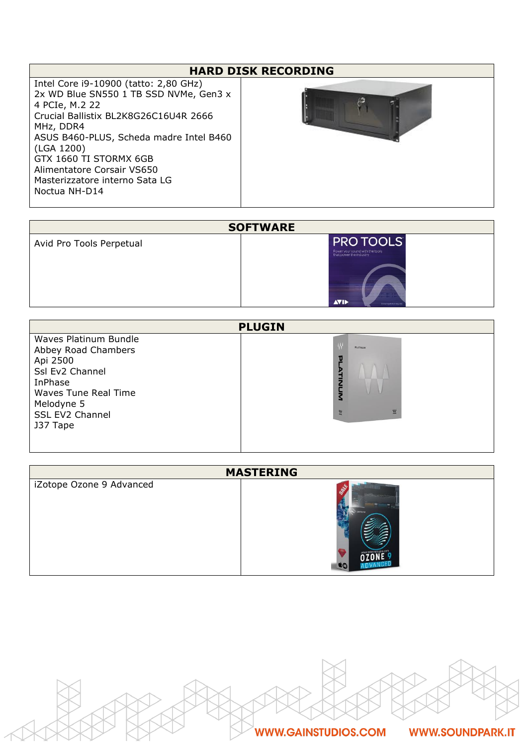| HARD DISK RECORDING | |
|---|---|
| Intel Core i9-10900 (tatto: 2,80 GHz)<br>2x WD Blue SN550 1 TB SSD NVMe, Gen3 x 4 PCIe, M.2 22<br>Crucial Ballistix BL2K8G26C16U4R 2666 MHz, DDR4<br>ASUS B460-PLUS, Scheda madre Intel B460 (LGA 1200)<br>GTX 1660 TI STORMX 6GB<br>Alimentatore Corsair VS650<br>Masterizzatore interno Sata LG<br>Noctua NH-D14 | |

| SOFTWARE | |
|---|---|
| Avid Pro Tools Perpetual | |

| PLUGIN | |
|---|---|
| Waves Platinum Bundle<br>Abbey Road Chambers<br>Api 2500<br>Ssl Ev2 Channel<br>InPhase<br>Waves Tune Real Time<br>Melodyne 5<br>SSL EV2 Channel<br>J37 Tape | |

| MASTERING | |
|---|---|
| iZotope Ozone 9 Advanced | |

WWW.GAINSTUDIOS.COM WWW.SOUNDPARK.IT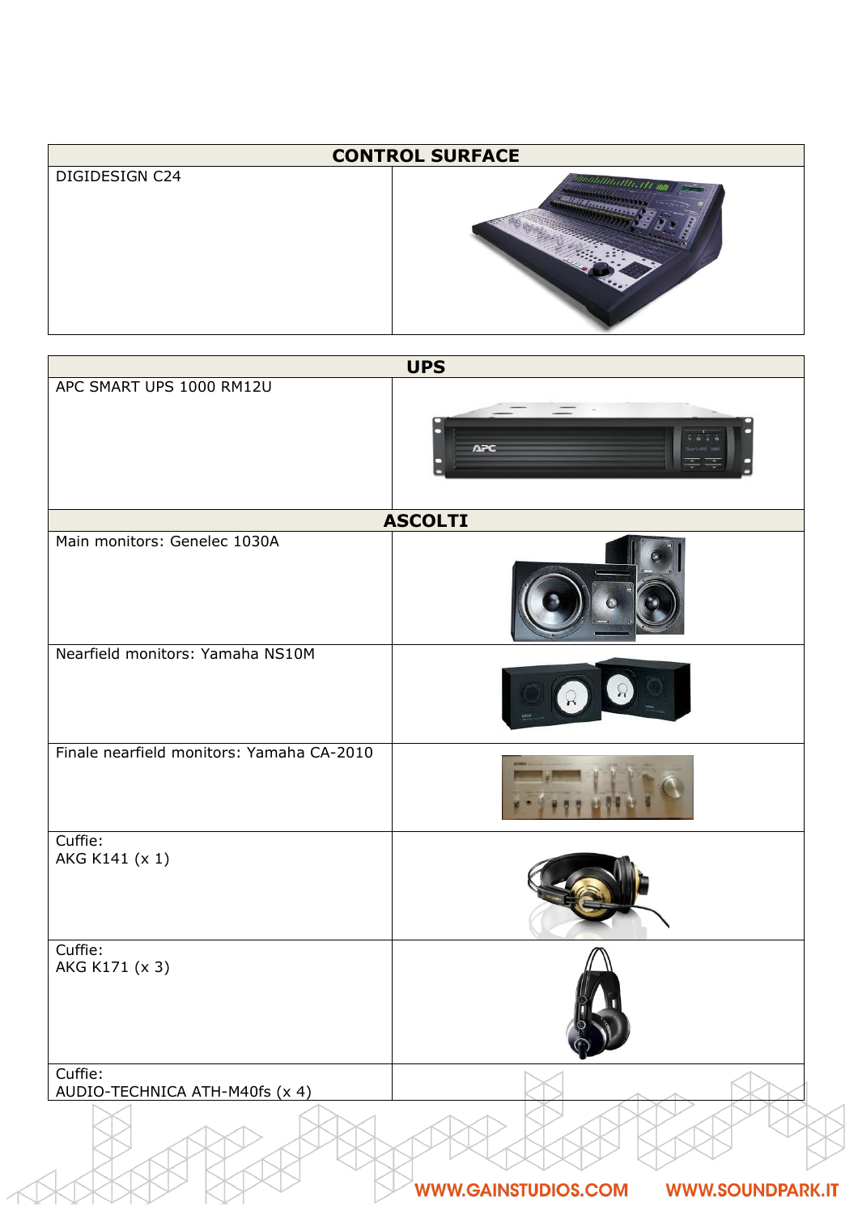| CONTROL SURFACE | |
| --- | --- |
| DIGIDESIGN C24 | |

| UPS | |
| --- | --- |
| APC SMART UPS 1000 RM12U | |
| **ASCOLTI** | |
| Main monitors: Genelec 1030A | |
| Nearfield monitors: Yamaha NS10M | |
| Finale nearfield monitors: Yamaha CA-2010 | |
| Cuffie:<br>AKG K141 (x 1) | |
| Cuffie:<br>AKG K171 (x 3) | |
| Cuffie:<br>AUDIO-TECHNICA ATH-M40fs (x 4) | |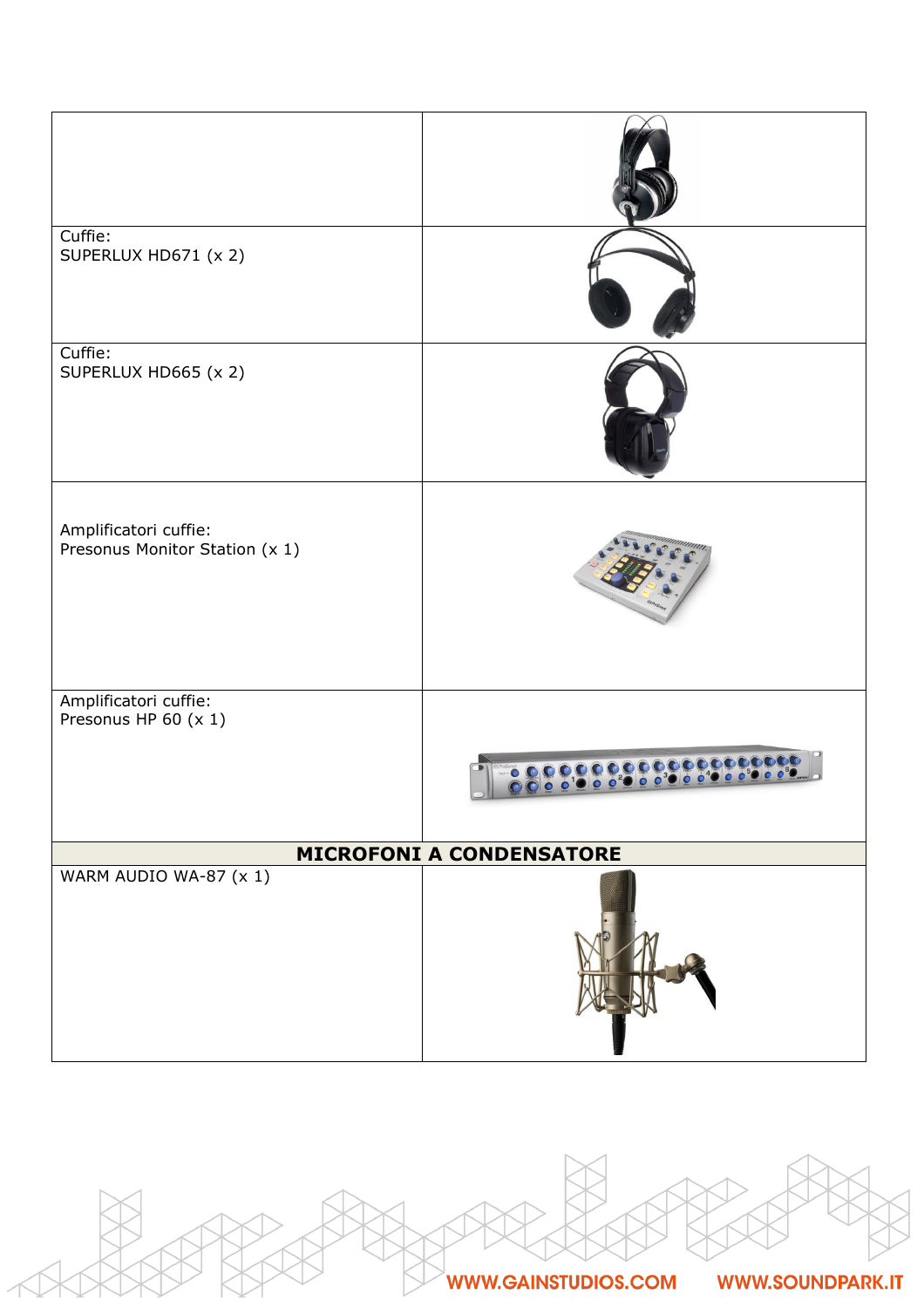| | |
|---|---|
| | |
| Cuffie:<br>SUPERLUX HD671 (x 2) | |
| Cuffie:<br>SUPERLUX HD665 (x 2) | |
| Amplificatori cuffie:<br>Presonus Monitor Station (x 1) | |
| Amplificatori cuffie:<br>Presonus HP 60 (x 1) | |
| **MICROFONI A CONDENSATORE** | |
| WARM AUDIO WA-87 (x 1) | |

WWW.GAINSTUDIOS.COM WWW.SOUNDPARK.IT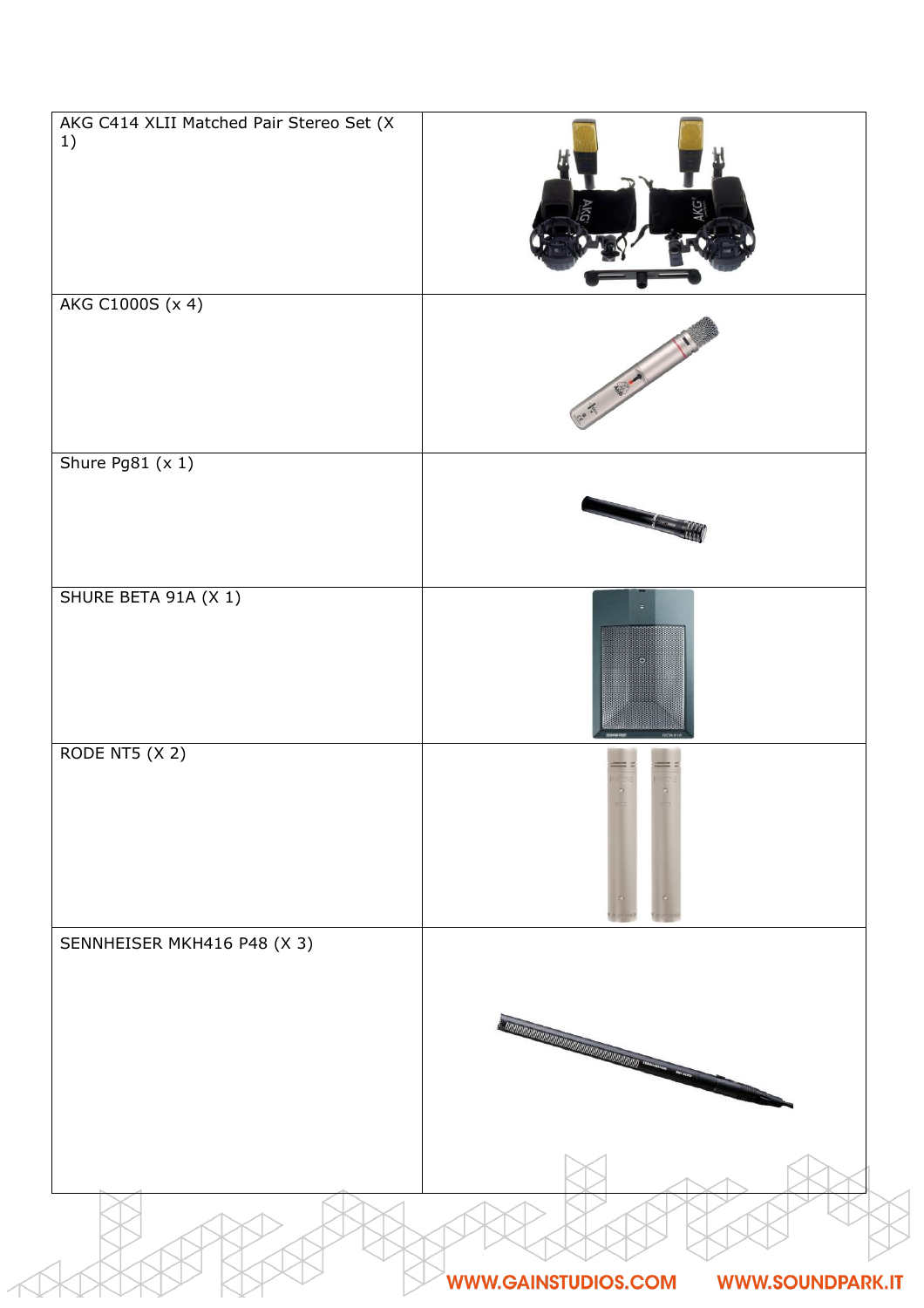| | |
|---|---|
| AKG C414 XLII Matched Pair Stereo Set (X 1) | |
| AKG C1000S (x 4) | |
| Shure Pg81 (x 1) | |
| SHURE BETA 91A (X 1) | |
| RODE NT5 (X 2) | |
| SENNHEISER MKH416 P48 (X 3) | |

WWW.GAINSTUDIOS.COM WWW.SOUNDPARK.IT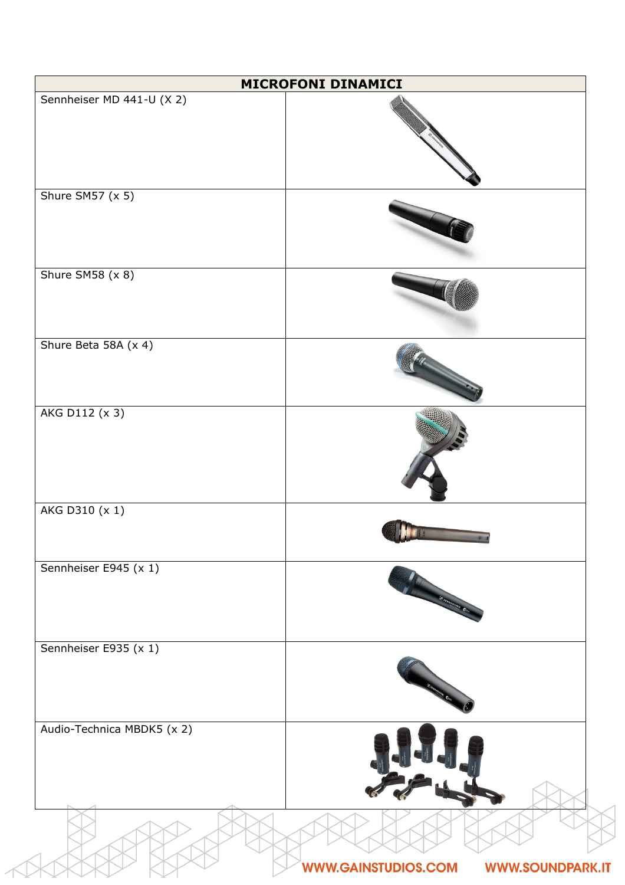| MICROFONI DINAMICI | |
|---|---|
| Sennheiser MD 441-U (X 2) | |
| Shure SM57 (x 5) | |
| Shure SM58 (x 8) | |
| Shure Beta 58A (x 4) | |
| AKG D112 (x 3) | |
| AKG D310 (x 1) | |
| Sennheiser E945 (x 1) | |
| Sennheiser E935 (x 1) | |
| Audio-Technica MBDK5 (x 2) | |

WWW.GAINSTUDIOS.COM WWW.SOUNDPARK.IT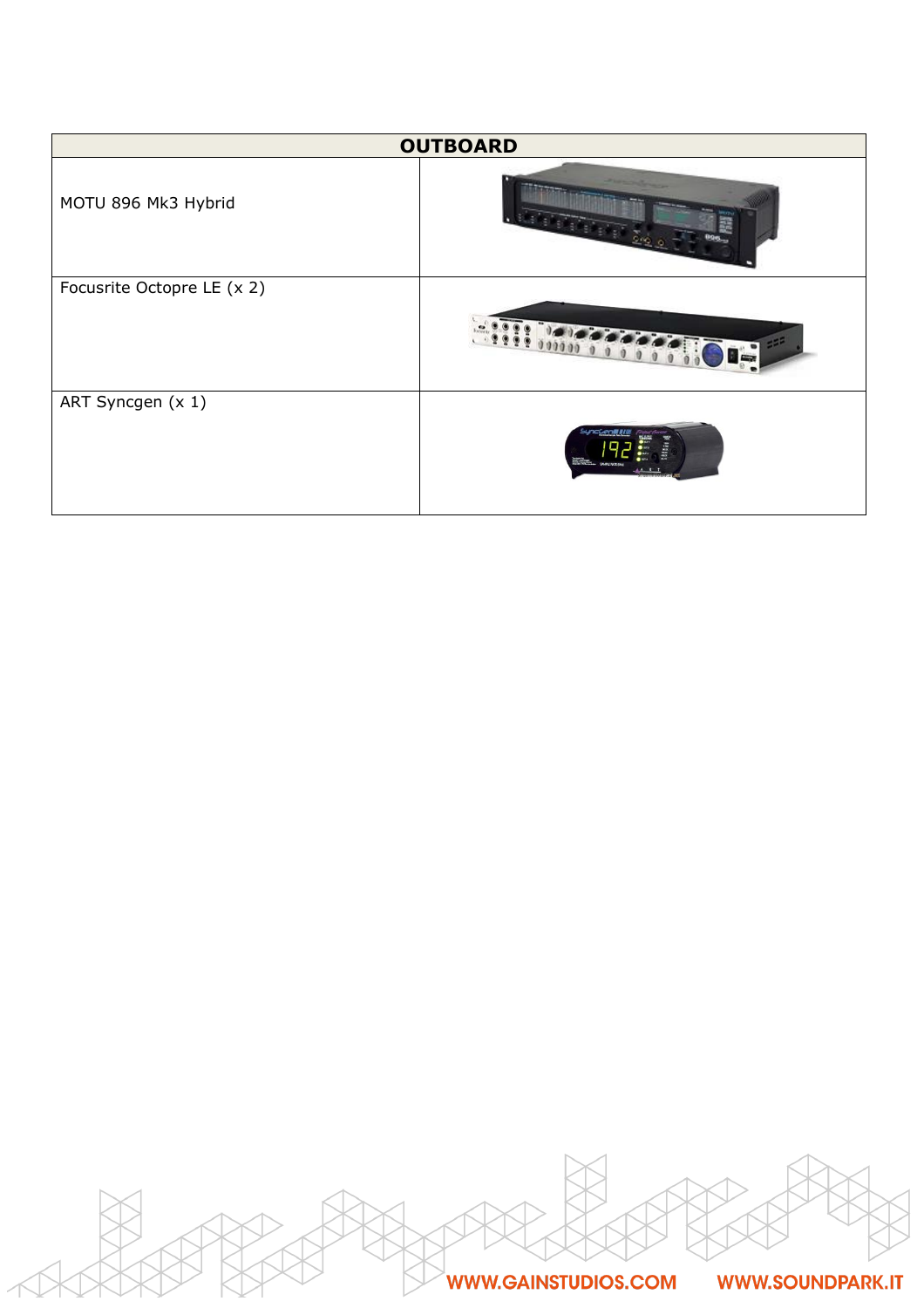| OUTBOARD | |
| --- | --- |
| MOTU 896 Mk3 Hybrid | |
| Focusrite Octopre LE (x 2) | |
| ART Syncgen (x 1) | |

WWW.GAINSTUDIOS.COM WWW.SOUNDPARK.IT